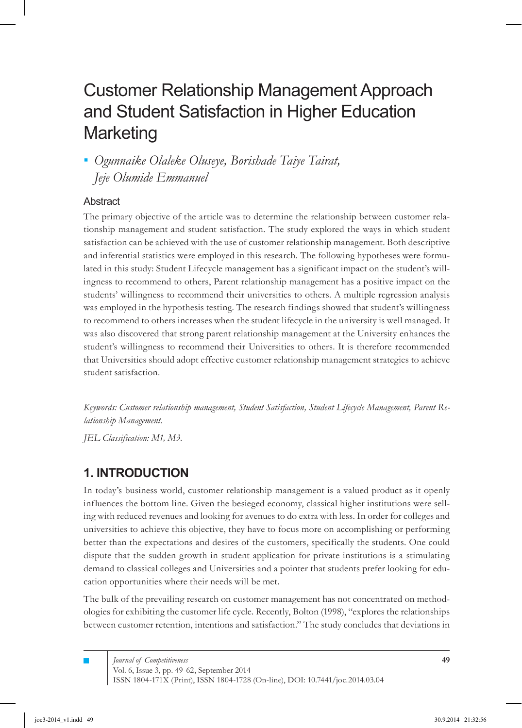# Customer Relationship Management Approach and Student Satisfaction in Higher Education Marketing

*Ogunnaike Olaleke Oluseye, Borishade Taiye Tairat, Jeje Olumide Emmanuel*

## Abstract

The primary objective of the article was to determine the relationship between customer relationship management and student satisfaction. The study explored the ways in which student satisfaction can be achieved with the use of customer relationship management. Both descriptive and inferential statistics were employed in this research. The following hypotheses were formulated in this study: Student Lifecycle management has a significant impact on the student's willingness to recommend to others, Parent relationship management has a positive impact on the students' willingness to recommend their universities to others. A multiple regression analysis was employed in the hypothesis testing. The research findings showed that student's willingness to recommend to others increases when the student lifecycle in the university is well managed. It was also discovered that strong parent relationship management at the University enhances the student's willingness to recommend their Universities to others. It is therefore recommended that Universities should adopt effective customer relationship management strategies to achieve student satisfaction.

*Keywords: Customer relationship management, Student Satisfaction, Student Lifecycle Management, Parent Relationship Management.*

*JEL Classification: M1, M3.*

## 1. INTRODUCTION

In today's business world, customer relationship management is a valued product as it openly influences the bottom line. Given the besieged economy, classical higher institutions were selling with reduced revenues and looking for avenues to do extra with less. In order for colleges and universities to achieve this objective, they have to focus more on accomplishing or performing better than the expectations and desires of the customers, specifically the students. One could dispute that the sudden growth in student application for private institutions is a stimulating demand to classical colleges and Universities and a pointer that students prefer looking for education opportunities where their needs will be met.

The bulk of the prevailing research on customer management has not concentrated on methodologies for exhibiting the customer life cycle. Recently, Bolton (1998), "explores the relationships between customer retention, intentions and satisfaction." The study concludes that deviations in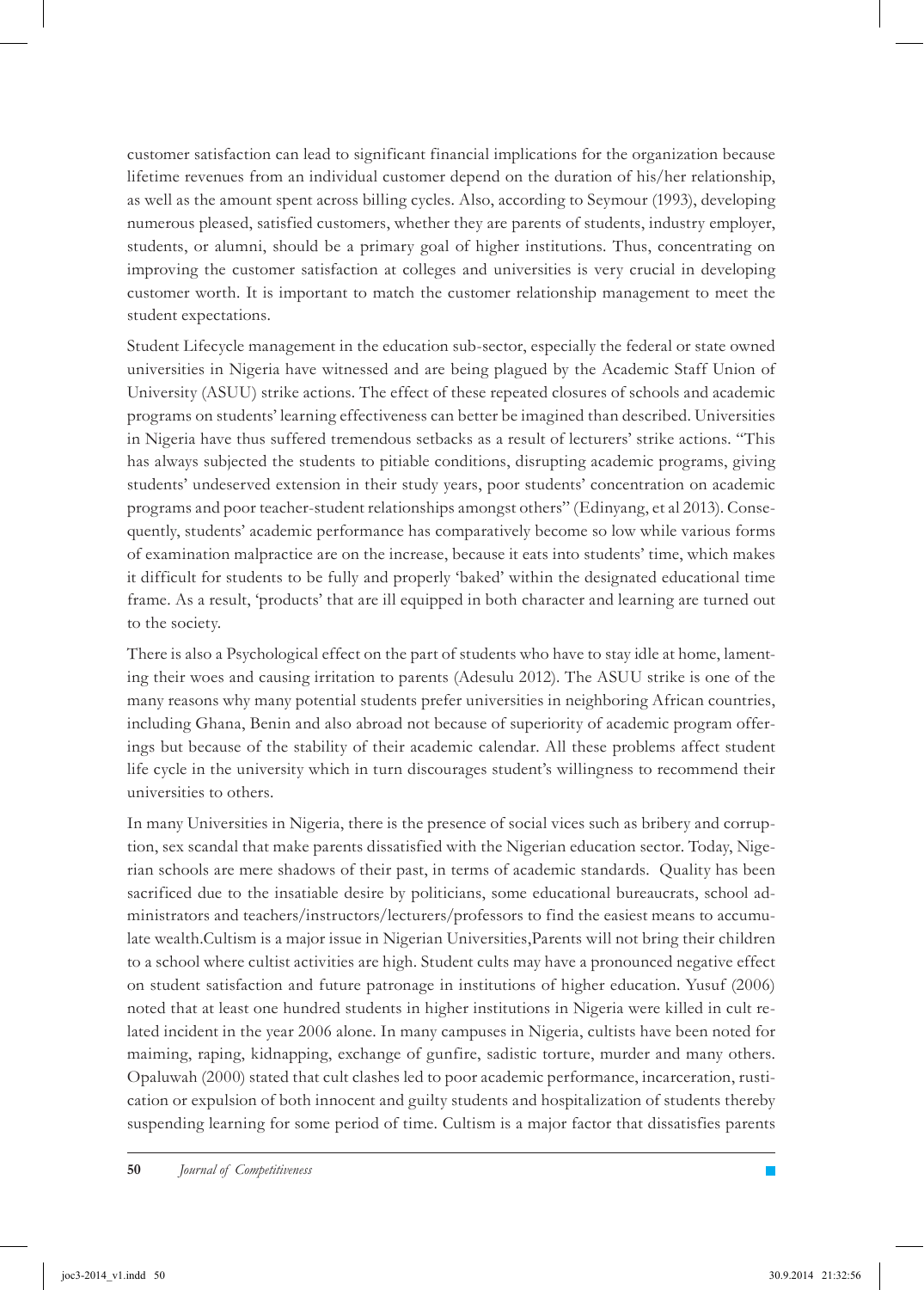customer satisfaction can lead to significant financial implications for the organization because lifetime revenues from an individual customer depend on the duration of his/her relationship, as well as the amount spent across billing cycles. Also, according to Seymour (1993), developing numerous pleased, satisfied customers, whether they are parents of students, industry employer, students, or alumni, should be a primary goal of higher institutions. Thus, concentrating on improving the customer satisfaction at colleges and universities is very crucial in developing customer worth. It is important to match the customer relationship management to meet the student expectations.

Student Lifecycle management in the education sub-sector, especially the federal or state owned universities in Nigeria have witnessed and are being plagued by the Academic Staff Union of University (ASUU) strike actions. The effect of these repeated closures of schools and academic programs on students' learning effectiveness can better be imagined than described. Universities in Nigeria have thus suffered tremendous setbacks as a result of lecturers' strike actions. "This has always subjected the students to pitiable conditions, disrupting academic programs, giving students' undeserved extension in their study years, poor students' concentration on academic programs and poor teacher-student relationships amongst others" (Edinyang, et al 2013). Consequently, students' academic performance has comparatively become so low while various forms of examination malpractice are on the increase, because it eats into students' time, which makes it difficult for students to be fully and properly 'baked' within the designated educational time frame. As a result, 'products' that are ill equipped in both character and learning are turned out to the society.

There is also a Psychological effect on the part of students who have to stay idle at home, lamenting their woes and causing irritation to parents (Adesulu 2012). The ASUU strike is one of the many reasons why many potential students prefer universities in neighboring African countries, including Ghana, Benin and also abroad not because of superiority of academic program offerings but because of the stability of their academic calendar. All these problems affect student life cycle in the university which in turn discourages student's willingness to recommend their universities to others.

In many Universities in Nigeria, there is the presence of social vices such as bribery and corruption, sex scandal that make parents dissatisfied with the Nigerian education sector. Today, Nigerian schools are mere shadows of their past, in terms of academic standards. Quality has been sacrificed due to the insatiable desire by politicians, some educational bureaucrats, school administrators and teachers/instructors/lecturers/professors to find the easiest means to accumulate wealth.Cultism is a major issue in Nigerian Universities,Parents will not bring their children to a school where cultist activities are high. Student cults may have a pronounced negative effect on student satisfaction and future patronage in institutions of higher education. Yusuf (2006) noted that at least one hundred students in higher institutions in Nigeria were killed in cult related incident in the year 2006 alone. In many campuses in Nigeria, cultists have been noted for maiming, raping, kidnapping, exchange of gunfire, sadistic torture, murder and many others. Opaluwah (2000) stated that cult clashes led to poor academic performance, incarceration, rustication or expulsion of both innocent and guilty students and hospitalization of students thereby suspending learning for some period of time. Cultism is a major factor that dissatisfies parents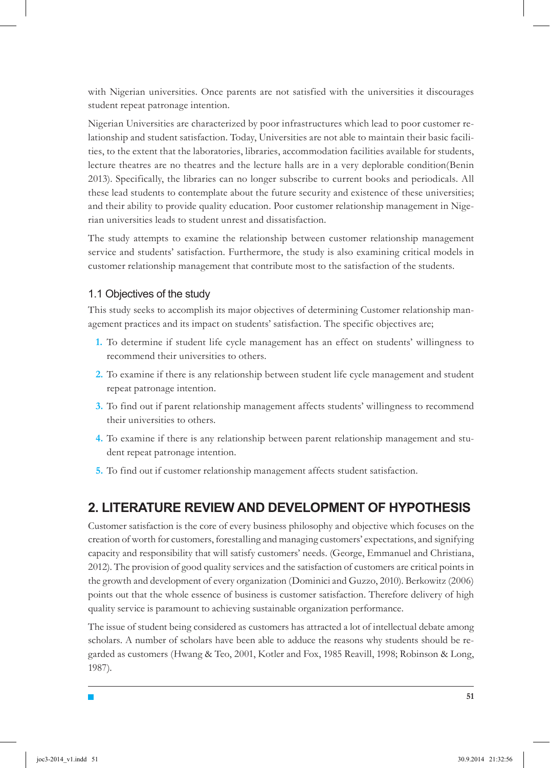with Nigerian universities. Once parents are not satisfied with the universities it discourages student repeat patronage intention.

Nigerian Universities are characterized by poor infrastructures which lead to poor customer relationship and student satisfaction. Today, Universities are not able to maintain their basic facilities, to the extent that the laboratories, libraries, accommodation facilities available for students, lecture theatres are no theatres and the lecture halls are in a very deplorable condition(Benin 2013). Specifically, the libraries can no longer subscribe to current books and periodicals. All these lead students to contemplate about the future security and existence of these universities; and their ability to provide quality education. Poor customer relationship management in Nigerian universities leads to student unrest and dissatisfaction.

The study attempts to examine the relationship between customer relationship management service and students' satisfaction. Furthermore, the study is also examining critical models in customer relationship management that contribute most to the satisfaction of the students.

### 1.1 Objectives of the study

This study seeks to accomplish its major objectives of determining Customer relationship management practices and its impact on students' satisfaction. The specific objectives are;

1. To determine if student life cycle management has an effect on students' willingness to recommend their universities to others.
2. To examine if there is any relationship between student life cycle management and student repeat patronage intention.
3. To find out if parent relationship management affects students' willingness to recommend their universities to others.
4. To examine if there is any relationship between parent relationship management and student repeat patronage intention.
5. To find out if customer relationship management affects student satisfaction.

## 2. LITERATURE REVIEW AND DEVELOPMENT OF HYPOTHESIS

Customer satisfaction is the core of every business philosophy and objective which focuses on the creation of worth for customers, forestalling and managing customers' expectations, and signifying capacity and responsibility that will satisfy customers' needs. (George, Emmanuel and Christiana, 2012). The provision of good quality services and the satisfaction of customers are critical points in the growth and development of every organization (Dominici and Guzzo, 2010). Berkowitz (2006) points out that the whole essence of business is customer satisfaction. Therefore delivery of high quality service is paramount to achieving sustainable organization performance.

The issue of student being considered as customers has attracted a lot of intellectual debate among scholars. A number of scholars have been able to adduce the reasons why students should be regarded as customers (Hwang & Teo, 2001, Kotler and Fox, 1985 Reavill, 1998; Robinson & Long, 1987).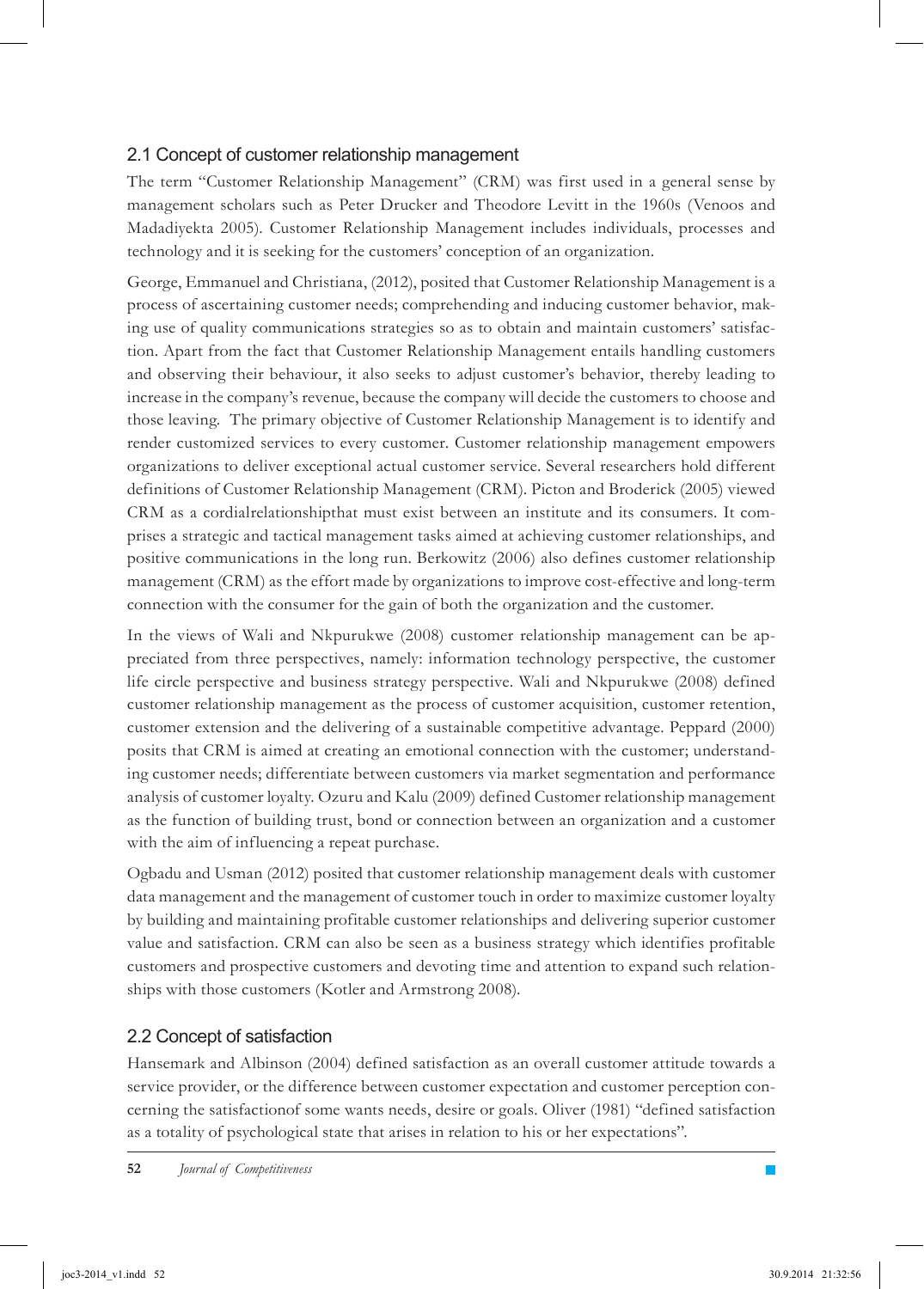## 2.1 Concept of customer relationship management

The term "Customer Relationship Management" (CRM) was first used in a general sense by management scholars such as Peter Drucker and Theodore Levitt in the 1960s (Venoos and Madadiyekta 2005). Customer Relationship Management includes individuals, processes and technology and it is seeking for the customers' conception of an organization.

George, Emmanuel and Christiana, (2012), posited that Customer Relationship Management is a process of ascertaining customer needs; comprehending and inducing customer behavior, making use of quality communications strategies so as to obtain and maintain customers' satisfaction. Apart from the fact that Customer Relationship Management entails handling customers and observing their behaviour, it also seeks to adjust customer's behavior, thereby leading to increase in the company's revenue, because the company will decide the customers to choose and those leaving. The primary objective of Customer Relationship Management is to identify and render customized services to every customer. Customer relationship management empowers organizations to deliver exceptional actual customer service. Several researchers hold different definitions of Customer Relationship Management (CRM). Picton and Broderick (2005) viewed CRM as a cordialrelationshipthat must exist between an institute and its consumers. It comprises a strategic and tactical management tasks aimed at achieving customer relationships, and positive communications in the long run. Berkowitz (2006) also defines customer relationship management (CRM) as the effort made by organizations to improve cost-effective and long-term connection with the consumer for the gain of both the organization and the customer.

In the views of Wali and Nkpurukwe (2008) customer relationship management can be appreciated from three perspectives, namely: information technology perspective, the customer life circle perspective and business strategy perspective. Wali and Nkpurukwe (2008) defined customer relationship management as the process of customer acquisition, customer retention, customer extension and the delivering of a sustainable competitive advantage. Peppard (2000) posits that CRM is aimed at creating an emotional connection with the customer; understanding customer needs; differentiate between customers via market segmentation and performance analysis of customer loyalty. Ozuru and Kalu (2009) defined Customer relationship management as the function of building trust, bond or connection between an organization and a customer with the aim of influencing a repeat purchase.

Ogbadu and Usman (2012) posited that customer relationship management deals with customer data management and the management of customer touch in order to maximize customer loyalty by building and maintaining profitable customer relationships and delivering superior customer value and satisfaction. CRM can also be seen as a business strategy which identifies profitable customers and prospective customers and devoting time and attention to expand such relationships with those customers (Kotler and Armstrong 2008).

## 2.2 Concept of satisfaction

Hansemark and Albinson (2004) defined satisfaction as an overall customer attitude towards a service provider, or the difference between customer expectation and customer perception concerning the satisfactionof some wants needs, desire or goals. Oliver (1981) "defined satisfaction as a totality of psychological state that arises in relation to his or her expectations".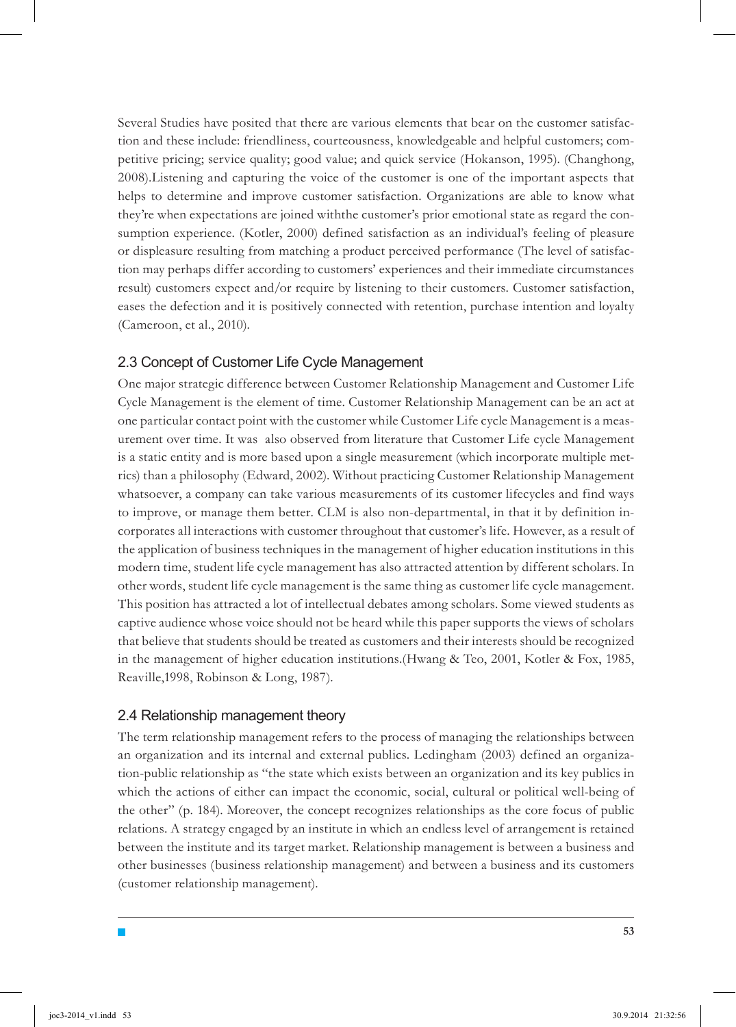Several Studies have posited that there are various elements that bear on the customer satisfaction and these include: friendliness, courteousness, knowledgeable and helpful customers; competitive pricing; service quality; good value; and quick service (Hokanson, 1995). (Changhong, 2008).Listening and capturing the voice of the customer is one of the important aspects that helps to determine and improve customer satisfaction. Organizations are able to know what they're when expectations are joined withthe customer's prior emotional state as regard the consumption experience. (Kotler, 2000) defined satisfaction as an individual's feeling of pleasure or displeasure resulting from matching a product perceived performance (The level of satisfaction may perhaps differ according to customers' experiences and their immediate circumstances result) customers expect and/or require by listening to their customers. Customer satisfaction, eases the defection and it is positively connected with retention, purchase intention and loyalty (Cameroon, et al., 2010).

## 2.3 Concept of Customer Life Cycle Management

One major strategic difference between Customer Relationship Management and Customer Life Cycle Management is the element of time. Customer Relationship Management can be an act at one particular contact point with the customer while Customer Life cycle Management is a measurement over time. It was also observed from literature that Customer Life cycle Management is a static entity and is more based upon a single measurement (which incorporate multiple metrics) than a philosophy (Edward, 2002). Without practicing Customer Relationship Management whatsoever, a company can take various measurements of its customer lifecycles and find ways to improve, or manage them better. CLM is also non-departmental, in that it by definition incorporates all interactions with customer throughout that customer's life. However, as a result of the application of business techniques in the management of higher education institutions in this modern time, student life cycle management has also attracted attention by different scholars. In other words, student life cycle management is the same thing as customer life cycle management. This position has attracted a lot of intellectual debates among scholars. Some viewed students as captive audience whose voice should not be heard while this paper supports the views of scholars that believe that students should be treated as customers and their interests should be recognized in the management of higher education institutions.(Hwang & Teo, 2001, Kotler & Fox, 1985, Reaville,1998, Robinson & Long, 1987).

## 2.4 Relationship management theory

The term relationship management refers to the process of managing the relationships between an organization and its internal and external publics. Ledingham (2003) defined an organization-public relationship as "the state which exists between an organization and its key publics in which the actions of either can impact the economic, social, cultural or political well-being of the other" (p. 184). Moreover, the concept recognizes relationships as the core focus of public relations. A strategy engaged by an institute in which an endless level of arrangement is retained between the institute and its target market. Relationship management is between a business and other businesses (business relationship management) and between a business and its customers (customer relationship management).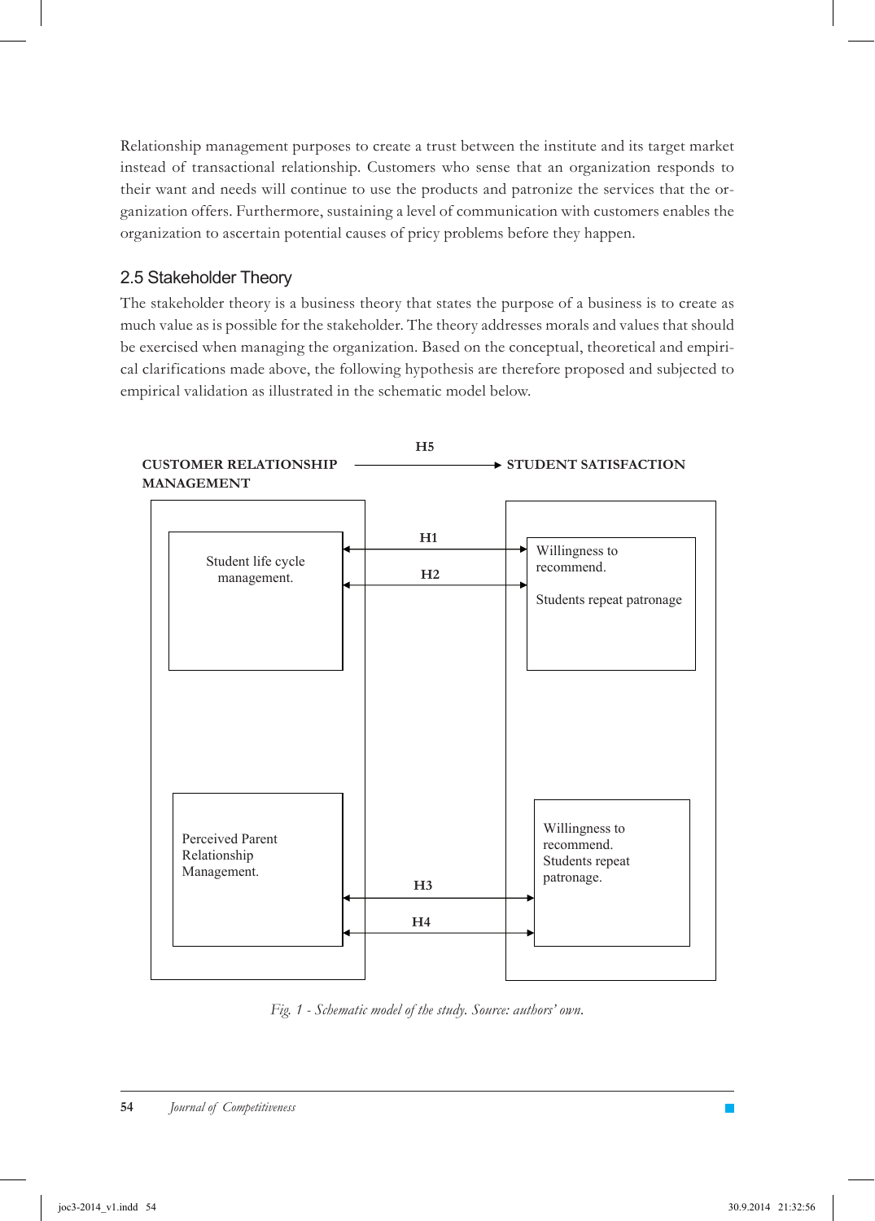Relationship management purposes to create a trust between the institute and its target market instead of transactional relationship. Customers who sense that an organization responds to their want and needs will continue to use the products and patronize the services that the organization offers. Furthermore, sustaining a level of communication with customers enables the organization to ascertain potential causes of pricy problems before they happen.

## 2.5 Stakeholder Theory

The stakeholder theory is a business theory that states the purpose of a business is to create as much value as is possible for the stakeholder. The theory addresses morals and values that should be exercised when managing the organization. Based on the conceptual, theoretical and empirical clarifications made above, the following hypothesis are therefore proposed and subjected to empirical validation as illustrated in the schematic model below.

**CUSTOMER RELATIONSHIP MANAGEMENT** —H5→ **STUDENT SATISFACTION**

| Customer Relationship Management | Hypotheses | Student Satisfaction |
|---|---|---|
| Student life cycle management. | H1, H2 | Willingness to recommend. Students repeat patronage |
| Perceived Parent Relationship Management. | H3, H4 | Willingness to recommend. Students repeat patronage. |

*Fig. 1 - Schematic model of the study. Source: authors' own.*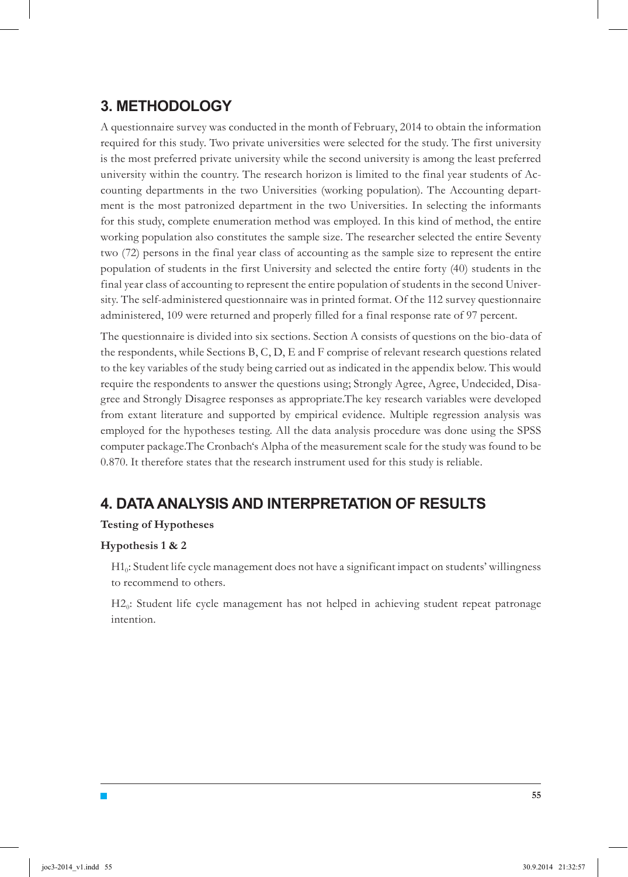## 3. METHODOLOGY

A questionnaire survey was conducted in the month of February, 2014 to obtain the information required for this study. Two private universities were selected for the study. The first university is the most preferred private university while the second university is among the least preferred university within the country. The research horizon is limited to the final year students of Accounting departments in the two Universities (working population). The Accounting department is the most patronized department in the two Universities. In selecting the informants for this study, complete enumeration method was employed. In this kind of method, the entire working population also constitutes the sample size. The researcher selected the entire Seventy two (72) persons in the final year class of accounting as the sample size to represent the entire population of students in the first University and selected the entire forty (40) students in the final year class of accounting to represent the entire population of students in the second University. The self-administered questionnaire was in printed format. Of the 112 survey questionnaire administered, 109 were returned and properly filled for a final response rate of 97 percent.

The questionnaire is divided into six sections. Section A consists of questions on the bio-data of the respondents, while Sections B, C, D, E and F comprise of relevant research questions related to the key variables of the study being carried out as indicated in the appendix below. This would require the respondents to answer the questions using; Strongly Agree, Agree, Undecided, Disagree and Strongly Disagree responses as appropriate.The key research variables were developed from extant literature and supported by empirical evidence. Multiple regression analysis was employed for the hypotheses testing. All the data analysis procedure was done using the SPSS computer package.The Cronbach's Alpha of the measurement scale for the study was found to be 0.870. It therefore states that the research instrument used for this study is reliable.

## 4. DATA ANALYSIS AND INTERPRETATION OF RESULTS

**Testing of Hypotheses**

**Hypothesis 1 & 2**

$H1_0$: Student life cycle management does not have a significant impact on students' willingness to recommend to others.

$H2_0$: Student life cycle management has not helped in achieving student repeat patronage intention.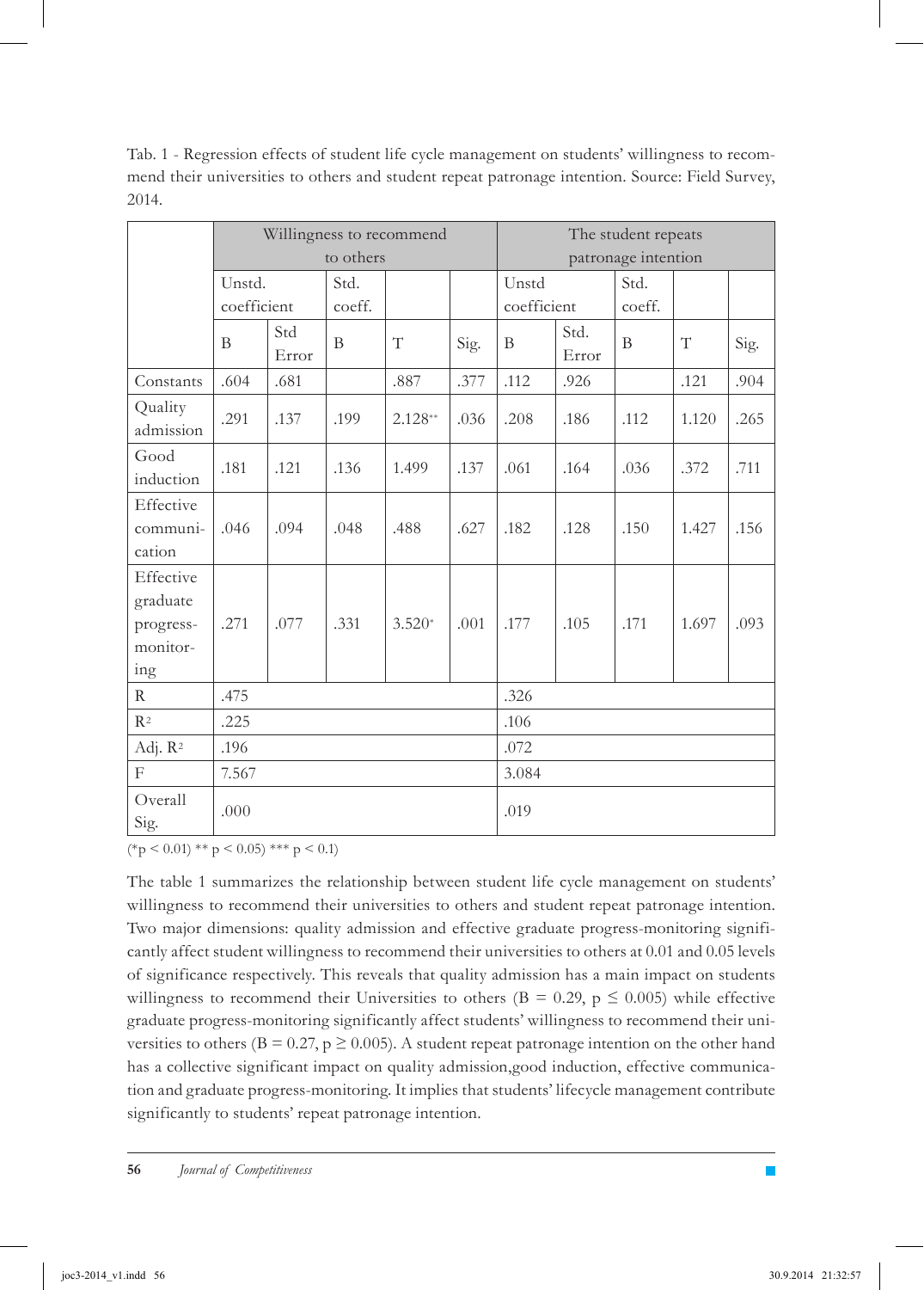Tab. 1 - Regression effects of student life cycle management on students' willingness to recommend their universities to others and student repeat patronage intention. Source: Field Survey, 2014.

| | Willingness to recommend to others | | | | | The student repeats patronage intention | | | | |
|---|---|---|---|---|---|---|---|---|---|---|
| | Unstd. coefficient | | Std. coeff. | | | Unstd coefficient | | Std. coeff. | | |
| | B | Std Error | B | T | Sig. | B | Std. Error | B | T | Sig. |
| Constants | .604 | .681 | | .887 | .377 | .112 | .926 | | .121 | .904 |
| Quality admission | .291 | .137 | .199 | 2.128** | .036 | .208 | .186 | .112 | 1.120 | .265 |
| Good induction | .181 | .121 | .136 | 1.499 | .137 | .061 | .164 | .036 | .372 | .711 |
| Effective communication | .046 | .094 | .048 | .488 | .627 | .182 | .128 | .150 | 1.427 | .156 |
| Effective graduate progress-monitoring | .271 | .077 | .331 | 3.520* | .001 | .177 | .105 | .171 | 1.697 | .093 |
| R | .475 | | | | | .326 | | | | |
| $R^2$ | .225 | | | | | .106 | | | | |
| Adj. $R^2$ | .196 | | | | | .072 | | | | |
| F | 7.567 | | | | | 3.084 | | | | |
| Overall Sig. | .000 | | | | | .019 | | | | |

(*$p < 0.01$) ** $p < 0.05$) *** $p < 0.1$)

The table 1 summarizes the relationship between student life cycle management on students' willingness to recommend their universities to others and student repeat patronage intention. Two major dimensions: quality admission and effective graduate progress-monitoring significantly affect student willingness to recommend their universities to others at 0.01 and 0.05 levels of significance respectively. This reveals that quality admission has a main impact on students willingness to recommend their Universities to others ($B = 0.29$, $p \leq 0.005$) while effective graduate progress-monitoring significantly affect students' willingness to recommend their universities to others ($B = 0.27$, $p \geq 0.005$). A student repeat patronage intention on the other hand has a collective significant impact on quality admission,good induction, effective communication and graduate progress-monitoring. It implies that students' lifecycle management contribute significantly to students' repeat patronage intention.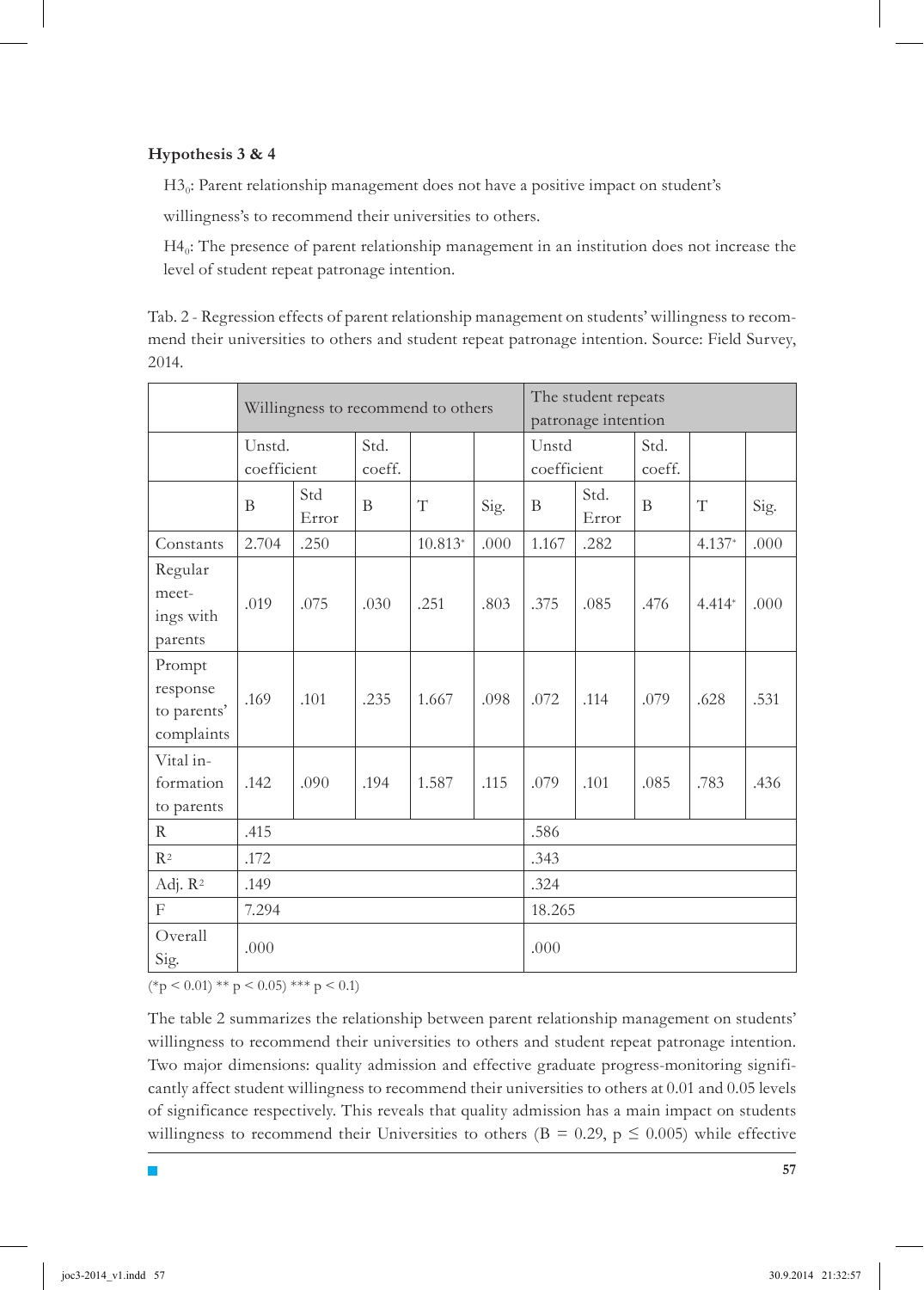**Hypothesis 3 & 4**

$H3_0$: Parent relationship management does not have a positive impact on student's willingness's to recommend their universities to others.

$H4_0$: The presence of parent relationship management in an institution does not increase the level of student repeat patronage intention.

Tab. 2 - Regression effects of parent relationship management on students' willingness to recommend their universities to others and student repeat patronage intention. Source: Field Survey, 2014.

| | Willingness to recommend to others | | | | | The student repeats patronage intention | | | | |
|---|---|---|---|---|---|---|---|---|---|---|
| | Unstd. coefficient | | Std. coeff. | | | Unstd coefficient | | Std. coeff. | | |
| | B | Std Error | B | T | Sig. | B | Std. Error | B | T | Sig. |
| Constants | 2.704 | .250 | | 10.813* | .000 | 1.167 | .282 | | 4.137* | .000 |
| Regular meetings with parents | .019 | .075 | .030 | .251 | .803 | .375 | .085 | .476 | 4.414* | .000 |
| Prompt response to parents' complaints | .169 | .101 | .235 | 1.667 | .098 | .072 | .114 | .079 | .628 | .531 |
| Vital information to parents | .142 | .090 | .194 | 1.587 | .115 | .079 | .101 | .085 | .783 | .436 |
| R | .415 | | | | | .586 | | | | |
| $R^2$ | .172 | | | | | .343 | | | | |
| Adj. $R^2$ | .149 | | | | | .324 | | | | |
| F | 7.294 | | | | | 18.265 | | | | |
| Overall Sig. | .000 | | | | | .000 | | | | |

(*$p < 0.01$) ** $p < 0.05$) *** $p < 0.1$)

The table 2 summarizes the relationship between parent relationship management on students' willingness to recommend their universities to others and student repeat patronage intention. Two major dimensions: quality admission and effective graduate progress-monitoring significantly affect student willingness to recommend their universities to others at 0.01 and 0.05 levels of significance respectively. This reveals that quality admission has a main impact on students willingness to recommend their Universities to others ($B = 0.29$, $p \leq 0.005$) while effective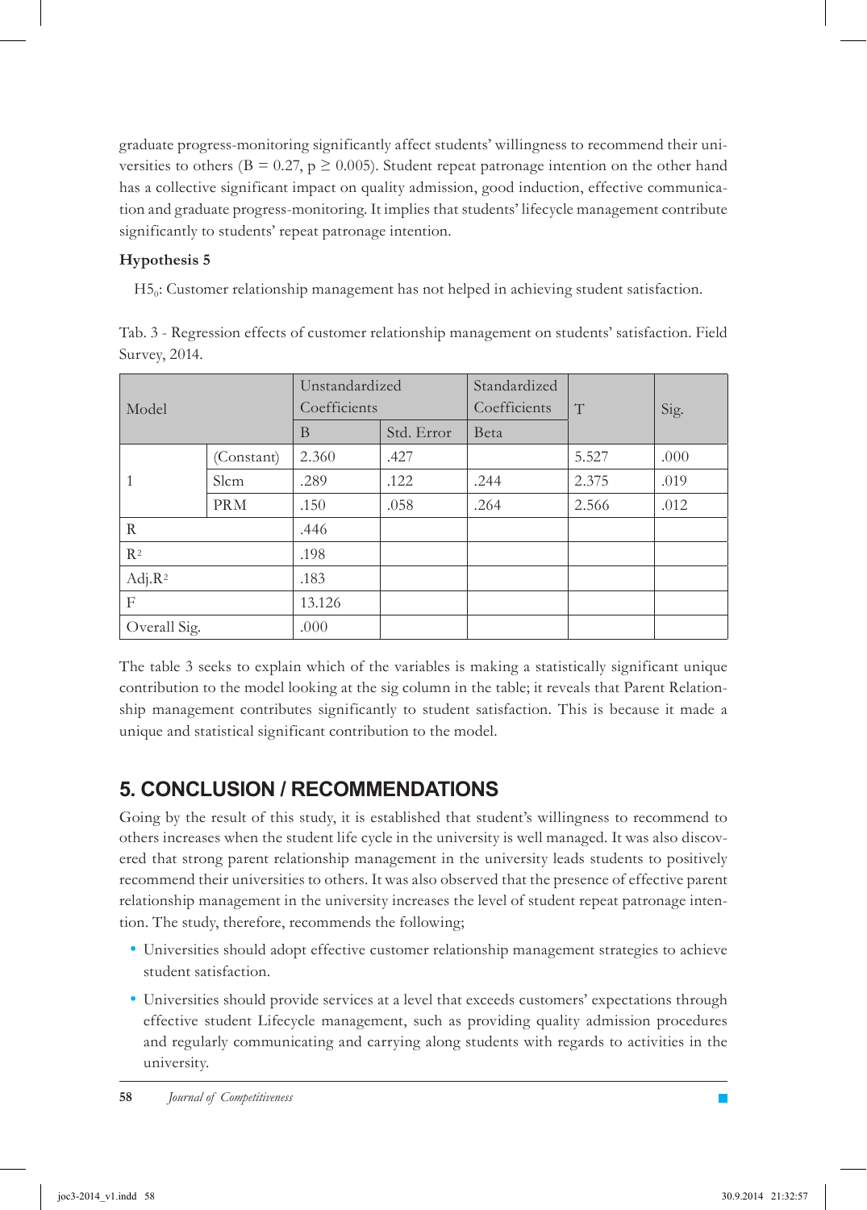graduate progress-monitoring significantly affect students' willingness to recommend their universities to others (B = 0.27, $p \geq 0.005$). Student repeat patronage intention on the other hand has a collective significant impact on quality admission, good induction, effective communication and graduate progress-monitoring. It implies that students' lifecycle management contribute significantly to students' repeat patronage intention.

**Hypothesis 5**

$H5_0$: Customer relationship management has not helped in achieving student satisfaction.

Tab. 3 - Regression effects of customer relationship management on students' satisfaction. Field Survey, 2014.

| Model | | Unstandardized Coefficients | | Standardized Coefficients | T | Sig. |
|---|---|---|---|---|---|---|
| | | B | Std. Error | Beta | | |
| 1 | (Constant) | 2.360 | .427 | | 5.527 | .000 |
| | Slcm | .289 | .122 | .244 | 2.375 | .019 |
| | PRM | .150 | .058 | .264 | 2.566 | .012 |
| R | | .446 | | | | |
| $R^2$ | | .198 | | | | |
| Adj.$R^2$ | | .183 | | | | |
| F | | 13.126 | | | | |
| Overall Sig. | | .000 | | | | |

The table 3 seeks to explain which of the variables is making a statistically significant unique contribution to the model looking at the sig column in the table; it reveals that Parent Relationship management contributes significantly to student satisfaction. This is because it made a unique and statistical significant contribution to the model.

## 5. CONCLUSION / RECOMMENDATIONS

Going by the result of this study, it is established that student's willingness to recommend to others increases when the student life cycle in the university is well managed. It was also discovered that strong parent relationship management in the university leads students to positively recommend their universities to others. It was also observed that the presence of effective parent relationship management in the university increases the level of student repeat patronage intention. The study, therefore, recommends the following;

- Universities should adopt effective customer relationship management strategies to achieve student satisfaction.
- Universities should provide services at a level that exceeds customers' expectations through effective student Lifecycle management, such as providing quality admission procedures and regularly communicating and carrying along students with regards to activities in the university.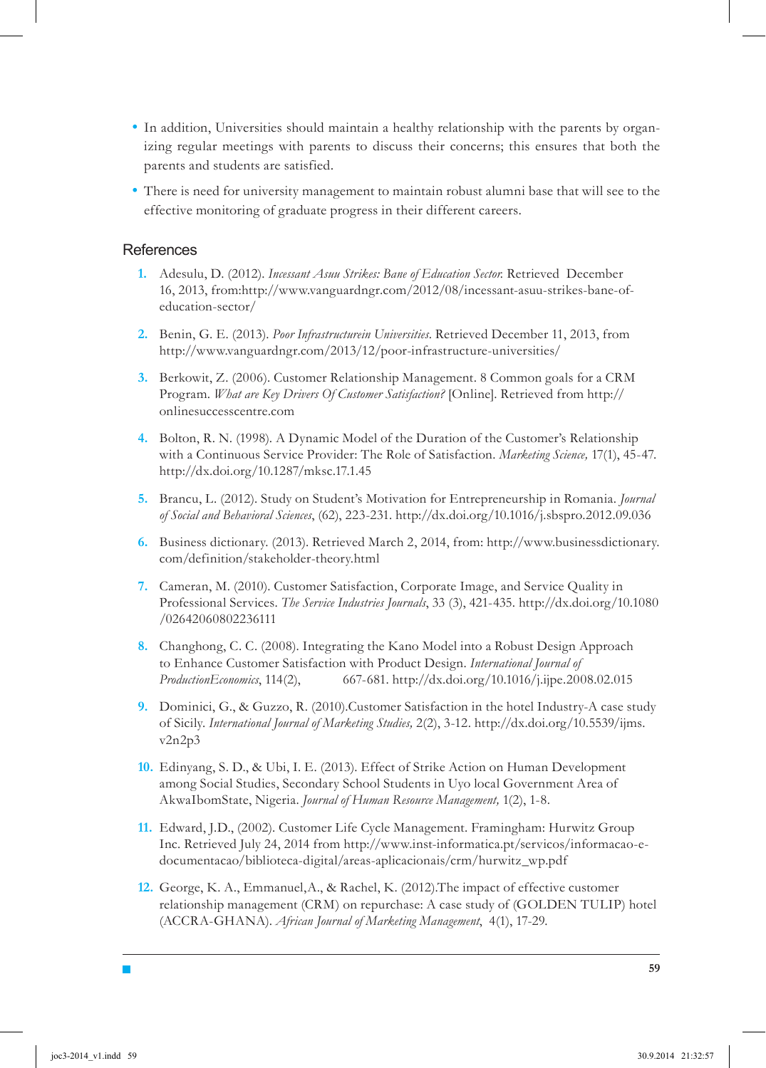- In addition, Universities should maintain a healthy relationship with the parents by organizing regular meetings with parents to discuss their concerns; this ensures that both the parents and students are satisfied.
- There is need for university management to maintain robust alumni base that will see to the effective monitoring of graduate progress in their different careers.

## References

1. Adesulu, D. (2012). *Incessant Asuu Strikes: Bane of Education Sector.* Retrieved December 16, 2013, from:http://www.vanguardngr.com/2012/08/incessant-asuu-strikes-bane-of-education-sector/
2. Benin, G. E. (2013). *Poor Infrastructurein Universities.* Retrieved December 11, 2013, from http://www.vanguardngr.com/2013/12/poor-infrastructure-universities/
3. Berkowit, Z. (2006). Customer Relationship Management. 8 Common goals for a CRM Program. *What are Key Drivers Of Customer Satisfaction?* [Online]. Retrieved from http://onlinesuccesscentre.com
4. Bolton, R. N. (1998). A Dynamic Model of the Duration of the Customer's Relationship with a Continuous Service Provider: The Role of Satisfaction. *Marketing Science,* 17(1), 45-47. http://dx.doi.org/10.1287/mksc.17.1.45
5. Brancu, L. (2012). Study on Student's Motivation for Entrepreneurship in Romania. *Journal of Social and Behavioral Sciences*, (62), 223-231. http://dx.doi.org/10.1016/j.sbspro.2012.09.036
6. Business dictionary. (2013). Retrieved March 2, 2014, from: http://www.businessdictionary.com/definition/stakeholder-theory.html
7. Cameran, M. (2010). Customer Satisfaction, Corporate Image, and Service Quality in Professional Services. *The Service Industries Journals*, 33 (3), 421-435. http://dx.doi.org/10.1080/02642060802236111
8. Changhong, C. C. (2008). Integrating the Kano Model into a Robust Design Approach to Enhance Customer Satisfaction with Product Design. *International Journal of ProductionEconomics*, 114(2), 667-681. http://dx.doi.org/10.1016/j.ijpe.2008.02.015
9. Dominici, G., & Guzzo, R. (2010).Customer Satisfaction in the hotel Industry-A case study of Sicily. *International Journal of Marketing Studies,* 2(2), 3-12. http://dx.doi.org/10.5539/ijms.v2n2p3
10. Edinyang, S. D., & Ubi, I. E. (2013). Effect of Strike Action on Human Development among Social Studies, Secondary School Students in Uyo local Government Area of AkwaIbomState, Nigeria. *Journal of Human Resource Management,* 1(2), 1-8.
11. Edward, J.D., (2002). Customer Life Cycle Management. Framingham: Hurwitz Group Inc. Retrieved July 24, 2014 from http://www.inst-informatica.pt/servicos/informacao-e-documentacao/biblioteca-digital/areas-aplicacionais/crm/hurwitz_wp.pdf
12. George, K. A., Emmanuel,A., & Rachel, K. (2012).The impact of effective customer relationship management (CRM) on repurchase: A case study of (GOLDEN TULIP) hotel (ACCRA-GHANA). *African Journal of Marketing Management*, 4(1), 17-29.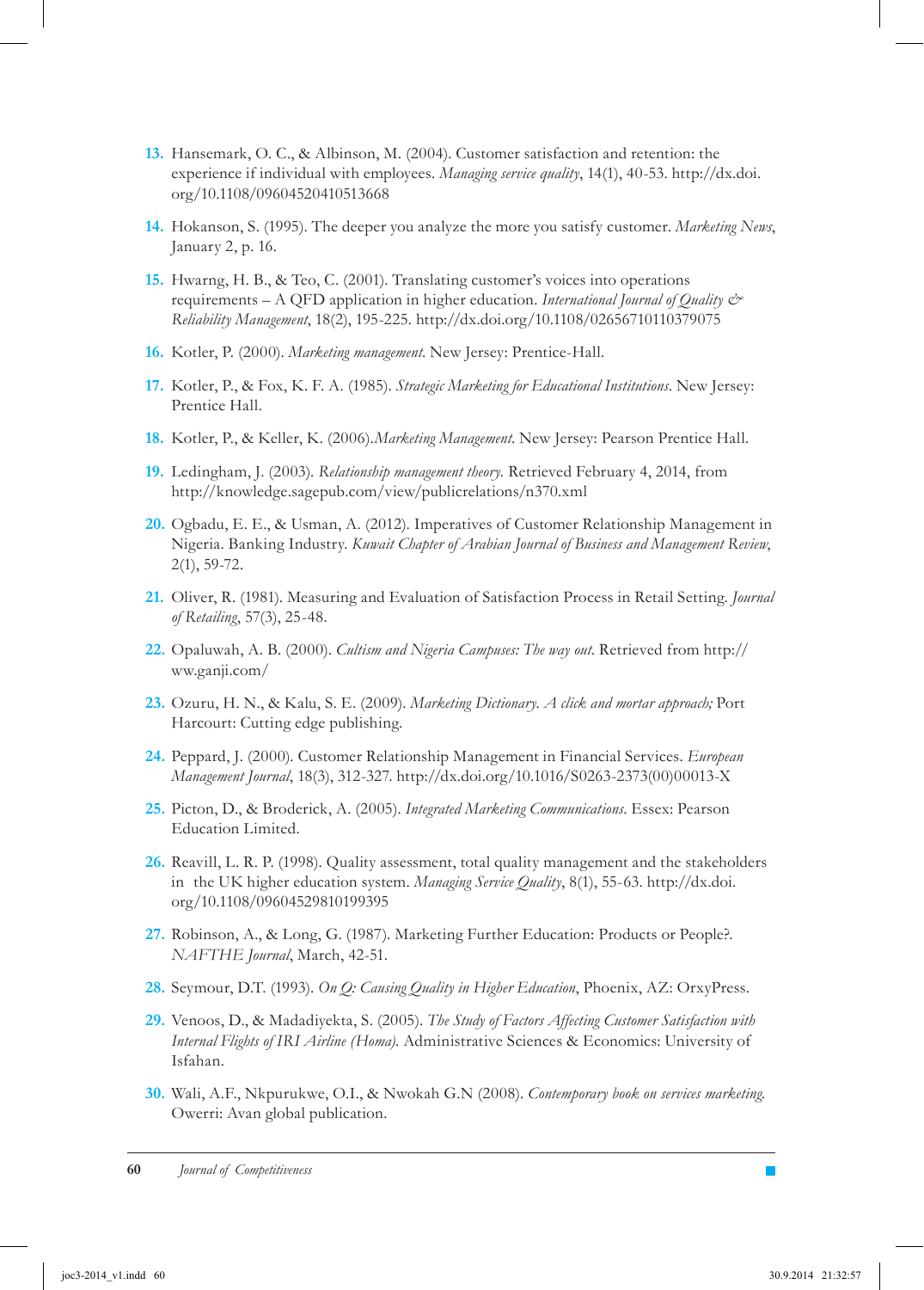13. Hansemark, O. C., & Albinson, M. (2004). Customer satisfaction and retention: the experience if individual with employees. *Managing service quality*, 14(1), 40-53. http://dx.doi.org/10.1108/09604520410513668

14. Hokanson, S. (1995). The deeper you analyze the more you satisfy customer. *Marketing News*, January 2, p. 16.

15. Hwarng, H. B., & Teo, C. (2001). Translating customer's voices into operations requirements – A QFD application in higher education. *International Journal of Quality & Reliability Management*, 18(2), 195-225. http://dx.doi.org/10.1108/02656710110379075

16. Kotler, P. (2000). *Marketing management.* New Jersey: Prentice-Hall.

17. Kotler, P., & Fox, K. F. A. (1985). *Strategic Marketing for Educational Institutions.* New Jersey: Prentice Hall.

18. Kotler, P., & Keller, K. (2006).*Marketing Management.* New Jersey: Pearson Prentice Hall.

19. Ledingham, J. (2003). *Relationship management theory.* Retrieved February 4, 2014, from http://knowledge.sagepub.com/view/publicrelations/n370.xml

20. Ogbadu, E. E., & Usman, A. (2012). Imperatives of Customer Relationship Management in Nigeria. Banking Industry. *Kuwait Chapter of Arabian Journal of Business and Management Review*, 2(1), 59-72.

21. Oliver, R. (1981). Measuring and Evaluation of Satisfaction Process in Retail Setting. *Journal of Retailing*, 57(3), 25-48.

22. Opaluwah, A. B. (2000). *Cultism and Nigeria Campuses: The way out.* Retrieved from http://ww.ganji.com/

23. Ozuru, H. N., & Kalu, S. E. (2009). *Marketing Dictionary. A click and mortar approach;* Port Harcourt: Cutting edge publishing.

24. Peppard, J. (2000). Customer Relationship Management in Financial Services. *European Management Journal*, 18(3), 312-327. http://dx.doi.org/10.1016/S0263-2373(00)00013-X

25. Picton, D., & Broderick, A. (2005). *Integrated Marketing Communications.* Essex: Pearson Education Limited.

26. Reavill, L. R. P. (1998). Quality assessment, total quality management and the stakeholders in the UK higher education system. *Managing Service Quality*, 8(1), 55-63. http://dx.doi.org/10.1108/09604529810199395

27. Robinson, A., & Long, G. (1987). Marketing Further Education: Products or People?. *NAFTHE Journal*, March, 42-51.

28. Seymour, D.T. (1993). *On Q: Causing Quality in Higher Education*, Phoenix, AZ: OrxyPress.

29. Venoos, D., & Madadiyekta, S. (2005). *The Study of Factors Affecting Customer Satisfaction with Internal Flights of IRI Airline (Homa).* Administrative Sciences & Economics: University of Isfahan.

30. Wali, A.F., Nkpurukwe, O.I., & Nwokah G.N (2008). *Contemporary book on services marketing.* Owerri: Avan global publication.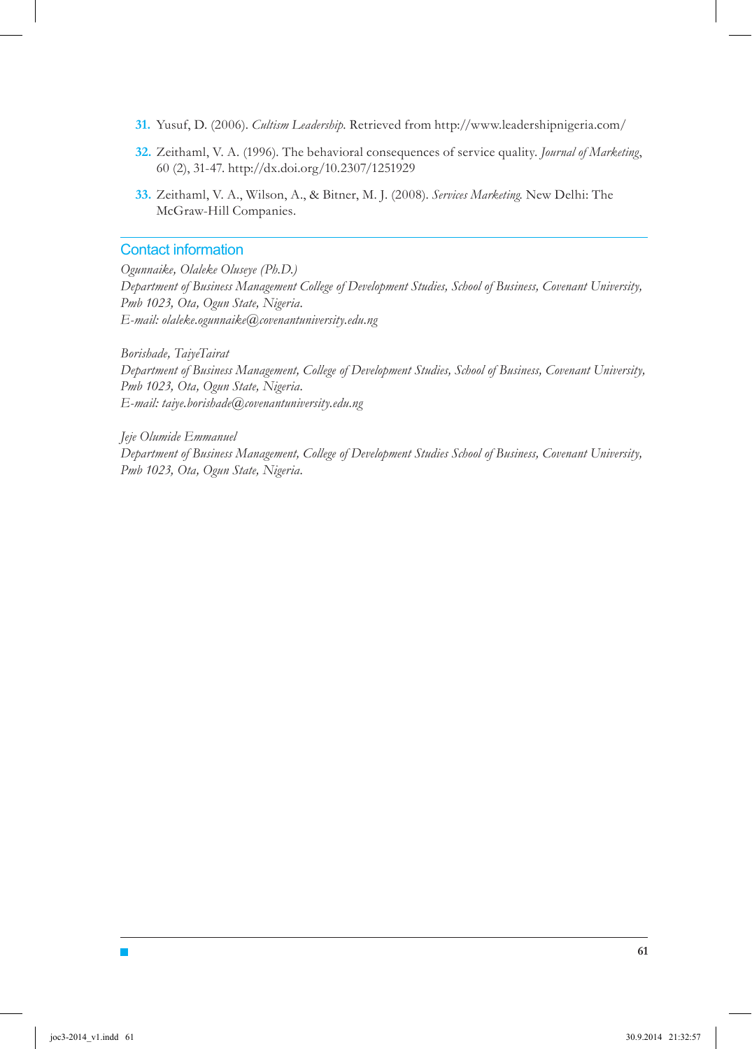31. Yusuf, D. (2006). *Cultism Leadership.* Retrieved from http://www.leadershipnigeria.com/

32. Zeithaml, V. A. (1996). The behavioral consequences of service quality. *Journal of Marketing*, 60 (2), 31-47. http://dx.doi.org/10.2307/1251929

33. Zeithaml, V. A., Wilson, A., & Bitner, M. J. (2008). *Services Marketing.* New Delhi: The McGraw-Hill Companies.

## Contact information

*Ogunnaike, Olaleke Oluseye (Ph.D.)*
*Department of Business Management College of Development Studies, School of Business, Covenant University, Pmb 1023, Ota, Ogun State, Nigeria.*
*E-mail: olaleke.ogunnaike@covenantuniversity.edu.ng*

*Borishade, TaiyeTairat*
*Department of Business Management, College of Development Studies, School of Business, Covenant University, Pmb 1023, Ota, Ogun State, Nigeria.*
*E-mail: taiye.borishade@covenantuniversity.edu.ng*

*Jeje Olumide Emmanuel*
*Department of Business Management, College of Development Studies School of Business, Covenant University, Pmb 1023, Ota, Ogun State, Nigeria.*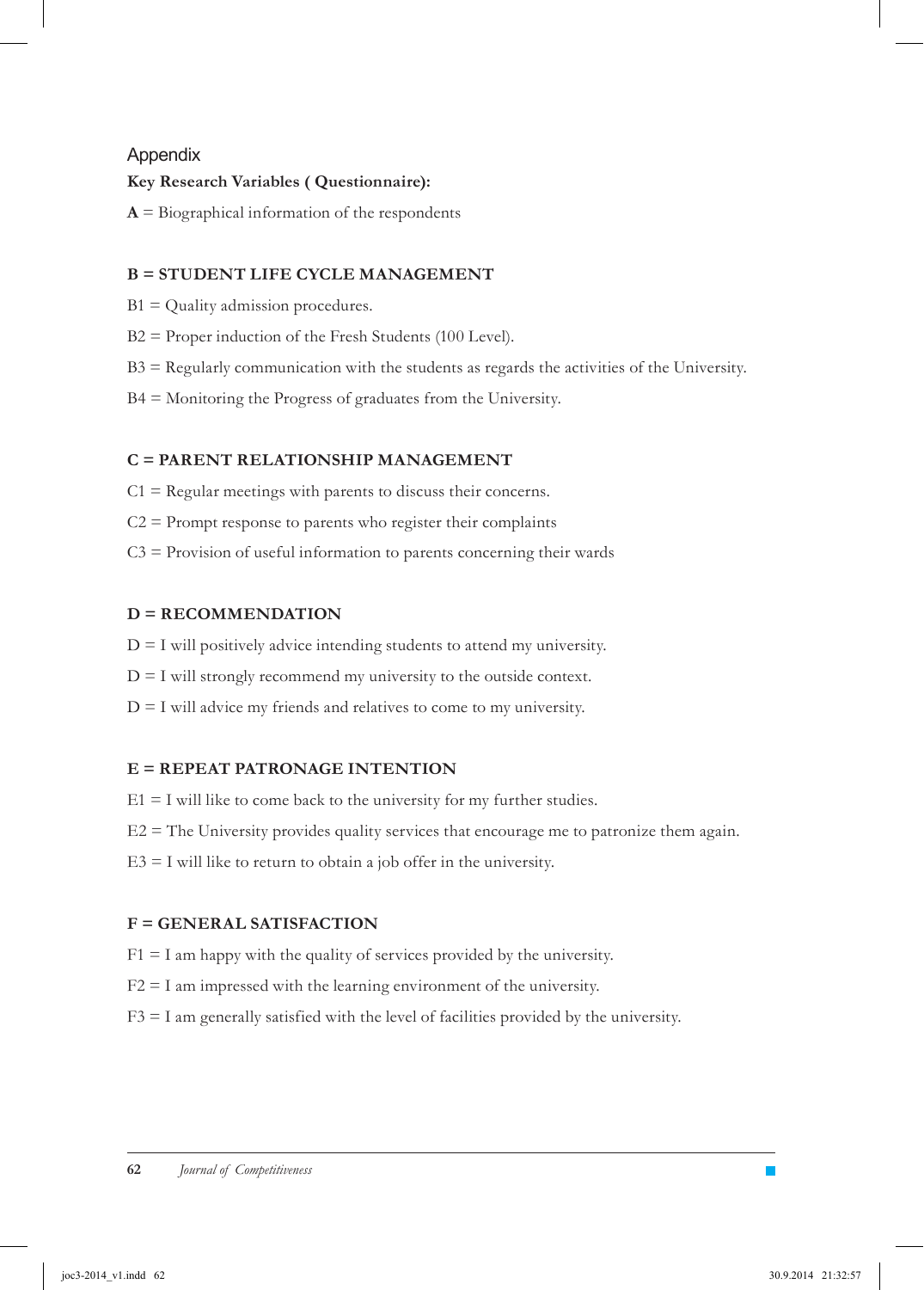## Appendix

**Key Research Variables ( Questionnaire):**

**A** = Biographical information of the respondents

**B = STUDENT LIFE CYCLE MANAGEMENT**

B1 = Quality admission procedures.

B2 = Proper induction of the Fresh Students (100 Level).

B3 = Regularly communication with the students as regards the activities of the University.

B4 = Monitoring the Progress of graduates from the University.

**C = PARENT RELATIONSHIP MANAGEMENT**

C1 = Regular meetings with parents to discuss their concerns.

C2 = Prompt response to parents who register their complaints

C3 = Provision of useful information to parents concerning their wards

**D = RECOMMENDATION**

D = I will positively advice intending students to attend my university.

D = I will strongly recommend my university to the outside context.

D = I will advice my friends and relatives to come to my university.

**E = REPEAT PATRONAGE INTENTION**

E1 = I will like to come back to the university for my further studies.

E2 = The University provides quality services that encourage me to patronize them again.

E3 = I will like to return to obtain a job offer in the university.

**F = GENERAL SATISFACTION**

F1 = I am happy with the quality of services provided by the university.

F2 = I am impressed with the learning environment of the university.

F3 = I am generally satisfied with the level of facilities provided by the university.